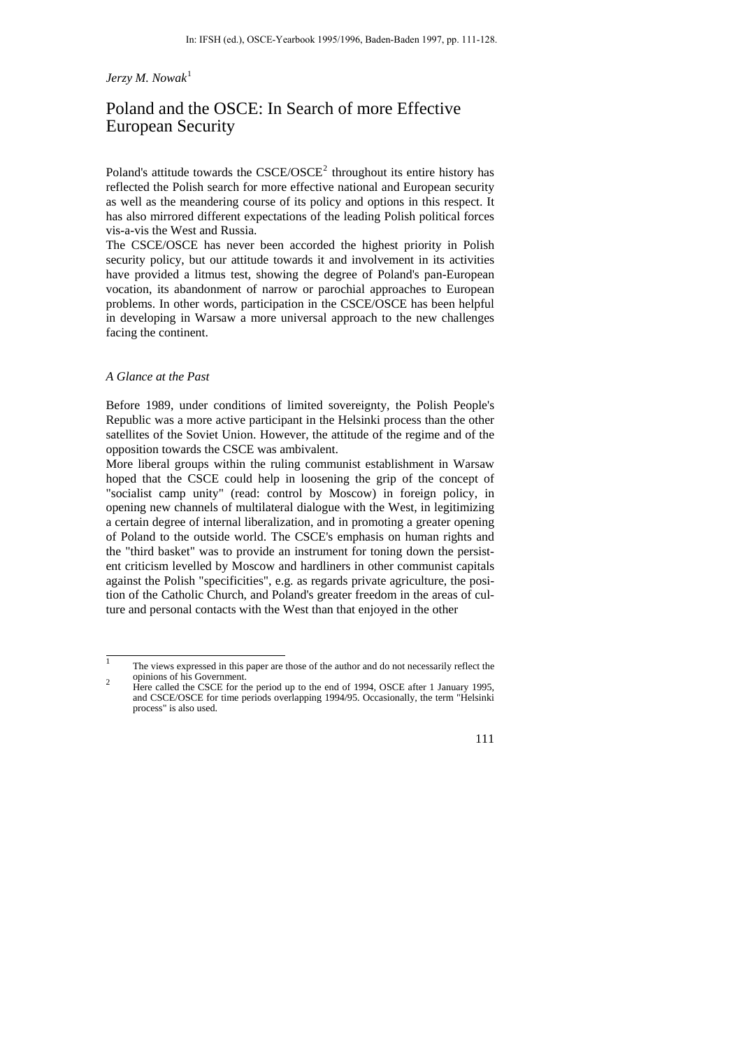In: IFSH (ed.), OSCE-Yearbook 1995/1996, Baden-Baden 1997, pp. 111-128.

*Jerzy M. Nowak*[1]

# Poland and the OSCE: In Search of more Effective European Security

Poland's attitude towards the CSCE/OSCE[2] throughout its entire history has reflected the Polish search for more effective national and European security as well as the meandering course of its policy and options in this respect. It has also mirrored different expectations of the leading Polish political forces vis-a-vis the West and Russia.

The CSCE/OSCE has never been accorded the highest priority in Polish security policy, but our attitude towards it and involvement in its activities have provided a litmus test, showing the degree of Poland's pan-European vocation, its abandonment of narrow or parochial approaches to European problems. In other words, participation in the CSCE/OSCE has been helpful in developing in Warsaw a more universal approach to the new challenges facing the continent.

## *A Glance at the Past*

Before 1989, under conditions of limited sovereignty, the Polish People's Republic was a more active participant in the Helsinki process than the other satellites of the Soviet Union. However, the attitude of the regime and of the opposition towards the CSCE was ambivalent.

More liberal groups within the ruling communist establishment in Warsaw hoped that the CSCE could help in loosening the grip of the concept of "socialist camp unity" (read: control by Moscow) in foreign policy, in opening new channels of multilateral dialogue with the West, in legitimizing a certain degree of internal liberalization, and in promoting a greater opening of Poland to the outside world. The CSCE's emphasis on human rights and the "third basket" was to provide an instrument for toning down the persistent criticism levelled by Moscow and hardliners in other communist capitals against the Polish "specificities", e.g. as regards private agriculture, the position of the Catholic Church, and Poland's greater freedom in the areas of culture and personal contacts with the West than that enjoyed in the other

---

1 The views expressed in this paper are those of the author and do not necessarily reflect the opinions of his Government.

2 Here called the CSCE for the period up to the end of 1994, OSCE after 1 January 1995, and CSCE/OSCE for time periods overlapping 1994/95. Occasionally, the term "Helsinki process" is also used.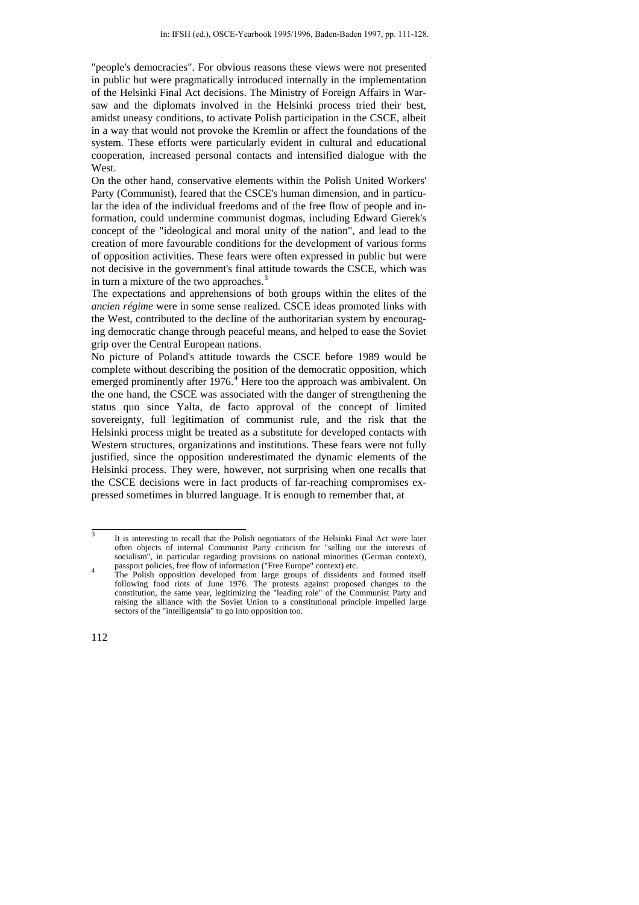"people's democracies". For obvious reasons these views were not presented in public but were pragmatically introduced internally in the implementation of the Helsinki Final Act decisions. The Ministry of Foreign Affairs in Warsaw and the diplomats involved in the Helsinki process tried their best, amidst uneasy conditions, to activate Polish participation in the CSCE, albeit in a way that would not provoke the Kremlin or affect the foundations of the system. These efforts were particularly evident in cultural and educational cooperation, increased personal contacts and intensified dialogue with the West.

On the other hand, conservative elements within the Polish United Workers' Party (Communist), feared that the CSCE's human dimension, and in particular the idea of the individual freedoms and of the free flow of people and information, could undermine communist dogmas, including Edward Gierek's concept of the "ideological and moral unity of the nation", and lead to the creation of more favourable conditions for the development of various forms of opposition activities. These fears were often expressed in public but were not decisive in the government's final attitude towards the CSCE, which was in turn a mixture of the two approaches.[3]

The expectations and apprehensions of both groups within the elites of the *ancien régime* were in some sense realized. CSCE ideas promoted links with the West, contributed to the decline of the authoritarian system by encouraging democratic change through peaceful means, and helped to ease the Soviet grip over the Central European nations.

No picture of Poland's attitude towards the CSCE before 1989 would be complete without describing the position of the democratic opposition, which emerged prominently after 1976.[4] Here too the approach was ambivalent. On the one hand, the CSCE was associated with the danger of strengthening the status quo since Yalta, de facto approval of the concept of limited sovereignty, full legitimation of communist rule, and the risk that the Helsinki process might be treated as a substitute for developed contacts with Western structures, organizations and institutions. These fears were not fully justified, since the opposition underestimated the dynamic elements of the Helsinki process. They were, however, not surprising when one recalls that the CSCE decisions were in fact products of far-reaching compromises expressed sometimes in blurred language. It is enough to remember that, at

---

3 It is interesting to recall that the Polish negotiators of the Helsinki Final Act were later often objects of internal Communist Party criticism for "selling out the interests of socialism", in particular regarding provisions on national minorities (German context), passport policies, free flow of information ("Free Europe" context) etc.

4 The Polish opposition developed from large groups of dissidents and formed itself following food riots of June 1976. The protests against proposed changes to the constitution, the same year, legitimizing the "leading role" of the Communist Party and raising the alliance with the Soviet Union to a constitutional principle impelled large sectors of the "intelligentsia" to go into opposition too.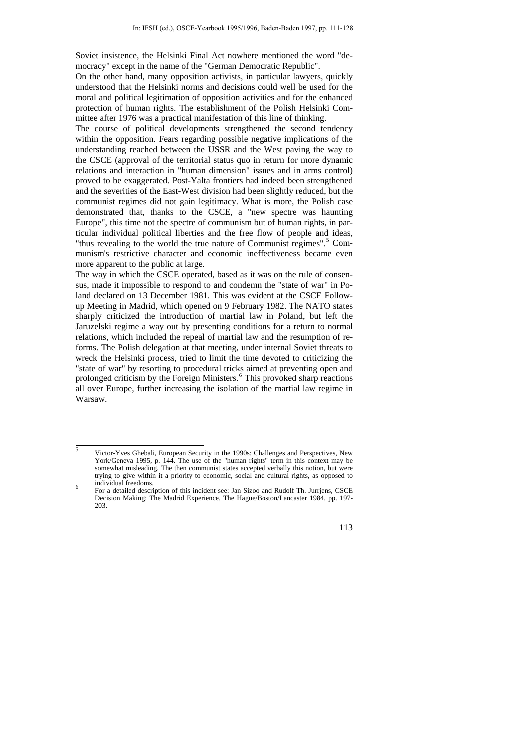Soviet insistence, the Helsinki Final Act nowhere mentioned the word "democracy" except in the name of the "German Democratic Republic".

On the other hand, many opposition activists, in particular lawyers, quickly understood that the Helsinki norms and decisions could well be used for the moral and political legitimation of opposition activities and for the enhanced protection of human rights. The establishment of the Polish Helsinki Committee after 1976 was a practical manifestation of this line of thinking.

The course of political developments strengthened the second tendency within the opposition. Fears regarding possible negative implications of the understanding reached between the USSR and the West paving the way to the CSCE (approval of the territorial status quo in return for more dynamic relations and interaction in "human dimension" issues and in arms control) proved to be exaggerated. Post-Yalta frontiers had indeed been strengthened and the severities of the East-West division had been slightly reduced, but the communist regimes did not gain legitimacy. What is more, the Polish case demonstrated that, thanks to the CSCE, a "new spectre was haunting Europe", this time not the spectre of communism but of human rights, in particular individual political liberties and the free flow of people and ideas, "thus revealing to the world the true nature of Communist regimes".[5] Communism's restrictive character and economic ineffectiveness became even more apparent to the public at large.

The way in which the CSCE operated, based as it was on the rule of consensus, made it impossible to respond to and condemn the "state of war" in Poland declared on 13 December 1981. This was evident at the CSCE Follow-up Meeting in Madrid, which opened on 9 February 1982. The NATO states sharply criticized the introduction of martial law in Poland, but left the Jaruzelski regime a way out by presenting conditions for a return to normal relations, which included the repeal of martial law and the resumption of reforms. The Polish delegation at that meeting, under internal Soviet threats to wreck the Helsinki process, tried to limit the time devoted to criticizing the "state of war" by resorting to procedural tricks aimed at preventing open and prolonged criticism by the Foreign Ministers.[6] This provoked sharp reactions all over Europe, further increasing the isolation of the martial law regime in Warsaw.

---

[5] Victor-Yves Ghebali, European Security in the 1990s: Challenges and Perspectives, New York/Geneva 1995, p. 144. The use of the "human rights" term in this context may be somewhat misleading. The then communist states accepted verbally this notion, but were trying to give within it a priority to economic, social and cultural rights, as opposed to individual freedoms.

[6] For a detailed description of this incident see: Jan Sizoo and Rudolf Th. Jurrjens, CSCE Decision Making: The Madrid Experience, The Hague/Boston/Lancaster 1984, pp. 197-203.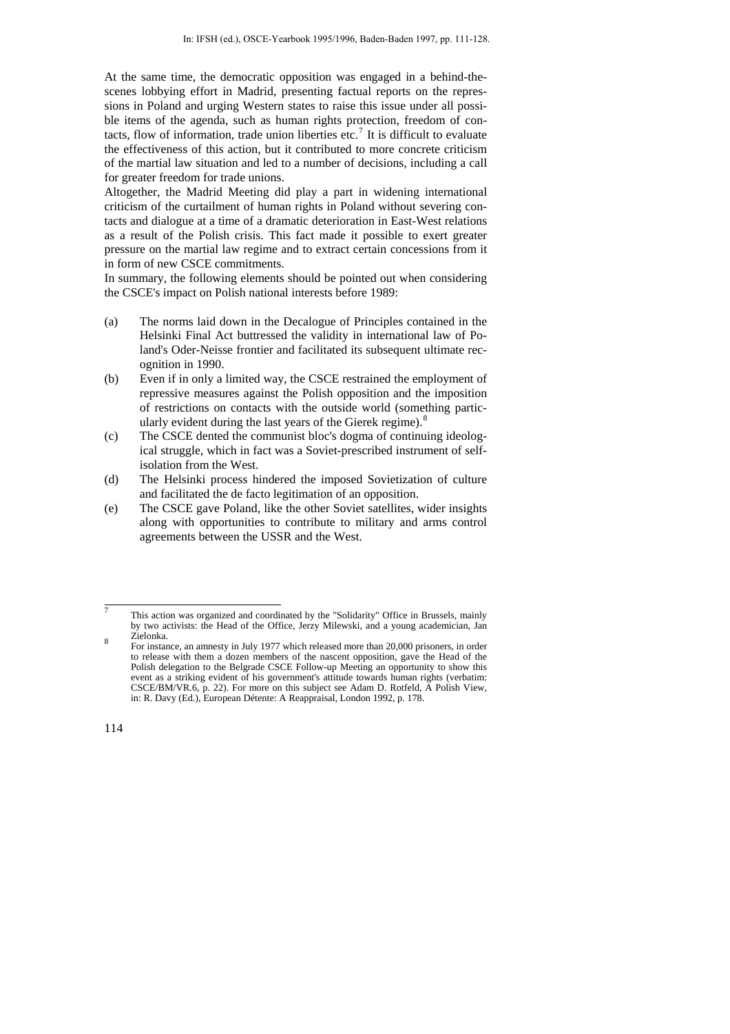At the same time, the democratic opposition was engaged in a behind-the-scenes lobbying effort in Madrid, presenting factual reports on the repressions in Poland and urging Western states to raise this issue under all possible items of the agenda, such as human rights protection, freedom of contacts, flow of information, trade union liberties etc.[7] It is difficult to evaluate the effectiveness of this action, but it contributed to more concrete criticism of the martial law situation and led to a number of decisions, including a call for greater freedom for trade unions.

Altogether, the Madrid Meeting did play a part in widening international criticism of the curtailment of human rights in Poland without severing contacts and dialogue at a time of a dramatic deterioration in East-West relations as a result of the Polish crisis. This fact made it possible to exert greater pressure on the martial law regime and to extract certain concessions from it in form of new CSCE commitments.

In summary, the following elements should be pointed out when considering the CSCE's impact on Polish national interests before 1989:

(a) The norms laid down in the Decalogue of Principles contained in the Helsinki Final Act buttressed the validity in international law of Poland's Oder-Neisse frontier and facilitated its subsequent ultimate recognition in 1990.

(b) Even if in only a limited way, the CSCE restrained the employment of repressive measures against the Polish opposition and the imposition of restrictions on contacts with the outside world (something particularly evident during the last years of the Gierek regime).[8]

(c) The CSCE dented the communist bloc's dogma of continuing ideological struggle, which in fact was a Soviet-prescribed instrument of self-isolation from the West.

(d) The Helsinki process hindered the imposed Sovietization of culture and facilitated the de facto legitimation of an opposition.

(e) The CSCE gave Poland, like the other Soviet satellites, wider insights along with opportunities to contribute to military and arms control agreements between the USSR and the West.

---

[7] This action was organized and coordinated by the "Solidarity" Office in Brussels, mainly by two activists: the Head of the Office, Jerzy Milewski, and a young academician, Jan Zielonka.

[8] For instance, an amnesty in July 1977 which released more than 20,000 prisoners, in order to release with them a dozen members of the nascent opposition, gave the Head of the Polish delegation to the Belgrade CSCE Follow-up Meeting an opportunity to show this event as a striking evident of his government's attitude towards human rights (verbatim: CSCE/BM/VR.6, p. 22). For more on this subject see Adam D. Rotfeld, A Polish View, in: R. Davy (Ed.), European Détente: A Reappraisal, London 1992, p. 178.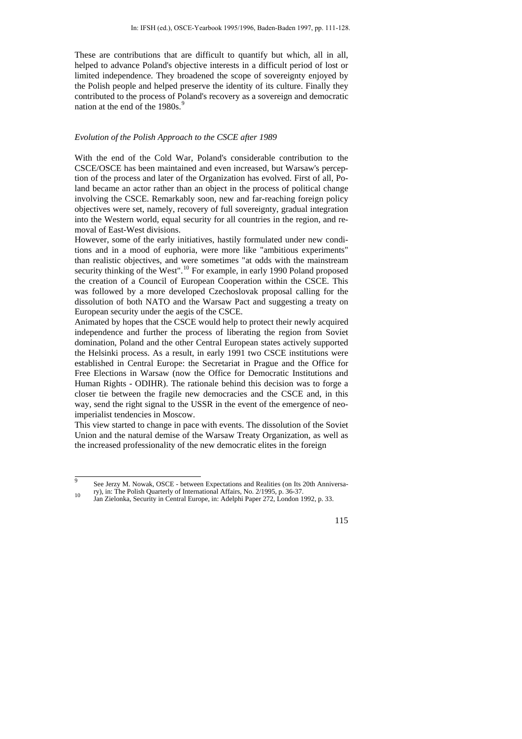These are contributions that are difficult to quantify but which, all in all, helped to advance Poland's objective interests in a difficult period of lost or limited independence. They broadened the scope of sovereignty enjoyed by the Polish people and helped preserve the identity of its culture. Finally they contributed to the process of Poland's recovery as a sovereign and democratic nation at the end of the 1980s.[9]

*Evolution of the Polish Approach to the CSCE after 1989*

With the end of the Cold War, Poland's considerable contribution to the CSCE/OSCE has been maintained and even increased, but Warsaw's perception of the process and later of the Organization has evolved. First of all, Poland became an actor rather than an object in the process of political change involving the CSCE. Remarkably soon, new and far-reaching foreign policy objectives were set, namely, recovery of full sovereignty, gradual integration into the Western world, equal security for all countries in the region, and removal of East-West divisions.

However, some of the early initiatives, hastily formulated under new conditions and in a mood of euphoria, were more like "ambitious experiments" than realistic objectives, and were sometimes "at odds with the mainstream security thinking of the West".[10] For example, in early 1990 Poland proposed the creation of a Council of European Cooperation within the CSCE. This was followed by a more developed Czechoslovak proposal calling for the dissolution of both NATO and the Warsaw Pact and suggesting a treaty on European security under the aegis of the CSCE.

Animated by hopes that the CSCE would help to protect their newly acquired independence and further the process of liberating the region from Soviet domination, Poland and the other Central European states actively supported the Helsinki process. As a result, in early 1991 two CSCE institutions were established in Central Europe: the Secretariat in Prague and the Office for Free Elections in Warsaw (now the Office for Democratic Institutions and Human Rights - ODIHR). The rationale behind this decision was to forge a closer tie between the fragile new democracies and the CSCE and, in this way, send the right signal to the USSR in the event of the emergence of neo-imperialist tendencies in Moscow.

This view started to change in pace with events. The dissolution of the Soviet Union and the natural demise of the Warsaw Treaty Organization, as well as the increased professionality of the new democratic elites in the foreign

---

9 See Jerzy M. Nowak, OSCE - between Expectations and Realities (on Its 20th Anniversary), in: The Polish Quarterly of International Affairs, No. 2/1995, p. 36-37.

10 Jan Zielonka, Security in Central Europe, in: Adelphi Paper 272, London 1992, p. 33.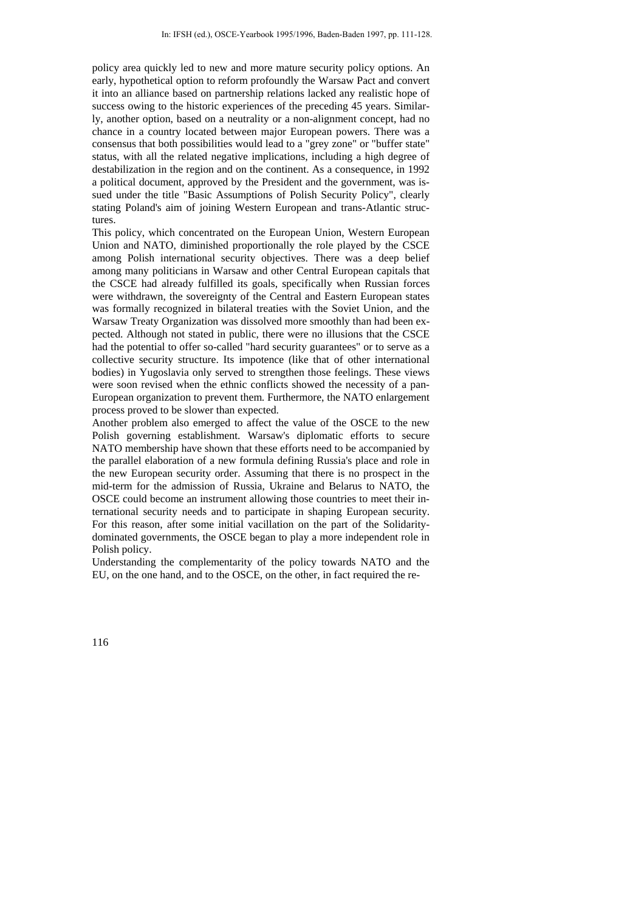policy area quickly led to new and more mature security policy options. An early, hypothetical option to reform profoundly the Warsaw Pact and convert it into an alliance based on partnership relations lacked any realistic hope of success owing to the historic experiences of the preceding 45 years. Similarly, another option, based on a neutrality or a non-alignment concept, had no chance in a country located between major European powers. There was a consensus that both possibilities would lead to a "grey zone" or "buffer state" status, with all the related negative implications, including a high degree of destabilization in the region and on the continent. As a consequence, in 1992 a political document, approved by the President and the government, was issued under the title "Basic Assumptions of Polish Security Policy", clearly stating Poland's aim of joining Western European and trans-Atlantic structures.

This policy, which concentrated on the European Union, Western European Union and NATO, diminished proportionally the role played by the CSCE among Polish international security objectives. There was a deep belief among many politicians in Warsaw and other Central European capitals that the CSCE had already fulfilled its goals, specifically when Russian forces were withdrawn, the sovereignty of the Central and Eastern European states was formally recognized in bilateral treaties with the Soviet Union, and the Warsaw Treaty Organization was dissolved more smoothly than had been expected. Although not stated in public, there were no illusions that the CSCE had the potential to offer so-called "hard security guarantees" or to serve as a collective security structure. Its impotence (like that of other international bodies) in Yugoslavia only served to strengthen those feelings. These views were soon revised when the ethnic conflicts showed the necessity of a pan-European organization to prevent them. Furthermore, the NATO enlargement process proved to be slower than expected.

Another problem also emerged to affect the value of the OSCE to the new Polish governing establishment. Warsaw's diplomatic efforts to secure NATO membership have shown that these efforts need to be accompanied by the parallel elaboration of a new formula defining Russia's place and role in the new European security order. Assuming that there is no prospect in the mid-term for the admission of Russia, Ukraine and Belarus to NATO, the OSCE could become an instrument allowing those countries to meet their international security needs and to participate in shaping European security. For this reason, after some initial vacillation on the part of the Solidarity-dominated governments, the OSCE began to play a more independent role in Polish policy.

Understanding the complementarity of the policy towards NATO and the EU, on the one hand, and to the OSCE, on the other, in fact required the re-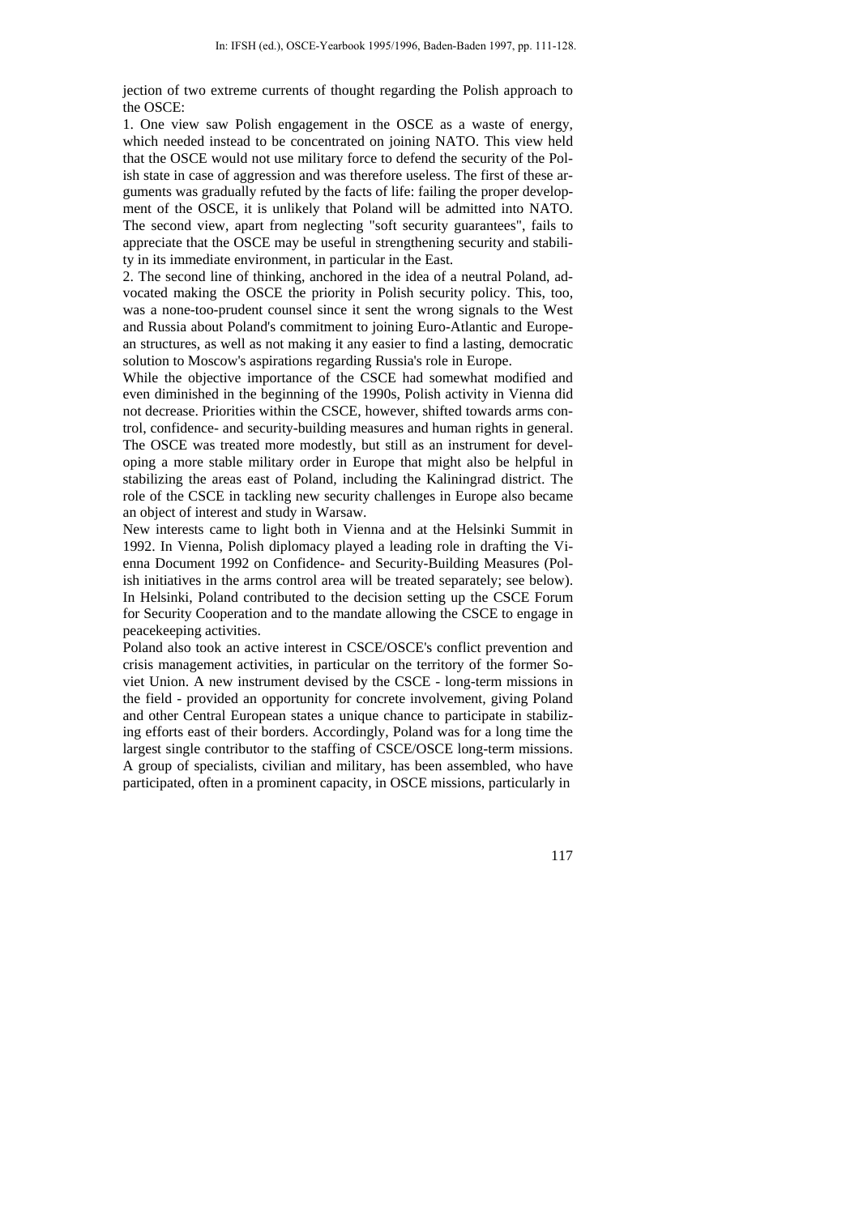jection of two extreme currents of thought regarding the Polish approach to the OSCE:

1. One view saw Polish engagement in the OSCE as a waste of energy, which needed instead to be concentrated on joining NATO. This view held that the OSCE would not use military force to defend the security of the Polish state in case of aggression and was therefore useless. The first of these arguments was gradually refuted by the facts of life: failing the proper development of the OSCE, it is unlikely that Poland will be admitted into NATO. The second view, apart from neglecting "soft security guarantees", fails to appreciate that the OSCE may be useful in strengthening security and stability in its immediate environment, in particular in the East.

2. The second line of thinking, anchored in the idea of a neutral Poland, advocated making the OSCE the priority in Polish security policy. This, too, was a none-too-prudent counsel since it sent the wrong signals to the West and Russia about Poland's commitment to joining Euro-Atlantic and European structures, as well as not making it any easier to find a lasting, democratic solution to Moscow's aspirations regarding Russia's role in Europe.

While the objective importance of the CSCE had somewhat modified and even diminished in the beginning of the 1990s, Polish activity in Vienna did not decrease. Priorities within the CSCE, however, shifted towards arms control, confidence- and security-building measures and human rights in general. The OSCE was treated more modestly, but still as an instrument for developing a more stable military order in Europe that might also be helpful in stabilizing the areas east of Poland, including the Kaliningrad district. The role of the CSCE in tackling new security challenges in Europe also became an object of interest and study in Warsaw.

New interests came to light both in Vienna and at the Helsinki Summit in 1992. In Vienna, Polish diplomacy played a leading role in drafting the Vienna Document 1992 on Confidence- and Security-Building Measures (Polish initiatives in the arms control area will be treated separately; see below). In Helsinki, Poland contributed to the decision setting up the CSCE Forum for Security Cooperation and to the mandate allowing the CSCE to engage in peacekeeping activities.

Poland also took an active interest in CSCE/OSCE's conflict prevention and crisis management activities, in particular on the territory of the former Soviet Union. A new instrument devised by the CSCE - long-term missions in the field - provided an opportunity for concrete involvement, giving Poland and other Central European states a unique chance to participate in stabilizing efforts east of their borders. Accordingly, Poland was for a long time the largest single contributor to the staffing of CSCE/OSCE long-term missions. A group of specialists, civilian and military, has been assembled, who have participated, often in a prominent capacity, in OSCE missions, particularly in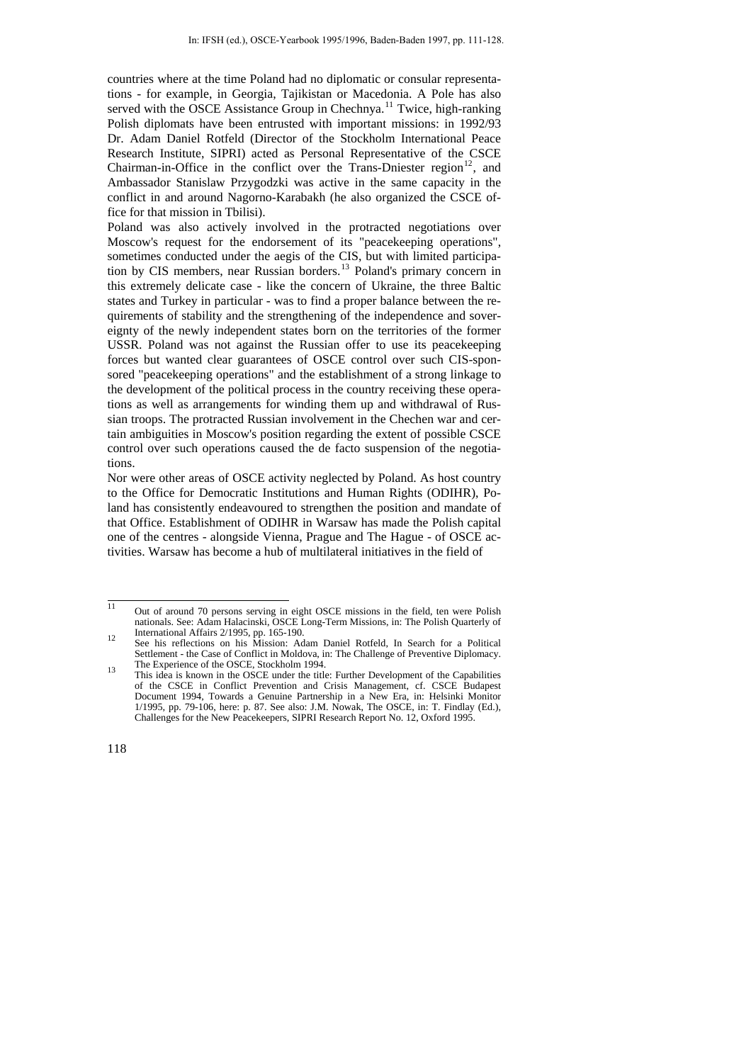countries where at the time Poland had no diplomatic or consular representations - for example, in Georgia, Tajikistan or Macedonia. A Pole has also served with the OSCE Assistance Group in Chechnya.[11] Twice, high-ranking Polish diplomats have been entrusted with important missions: in 1992/93 Dr. Adam Daniel Rotfeld (Director of the Stockholm International Peace Research Institute, SIPRI) acted as Personal Representative of the CSCE Chairman-in-Office in the conflict over the Trans-Dniester region[12], and Ambassador Stanislaw Przygodzki was active in the same capacity in the conflict in and around Nagorno-Karabakh (he also organized the CSCE office for that mission in Tbilisi).

Poland was also actively involved in the protracted negotiations over Moscow's request for the endorsement of its "peacekeeping operations", sometimes conducted under the aegis of the CIS, but with limited participation by CIS members, near Russian borders.[13] Poland's primary concern in this extremely delicate case - like the concern of Ukraine, the three Baltic states and Turkey in particular - was to find a proper balance between the requirements of stability and the strengthening of the independence and sovereignty of the newly independent states born on the territories of the former USSR. Poland was not against the Russian offer to use its peacekeeping forces but wanted clear guarantees of OSCE control over such CIS-sponsored "peacekeeping operations" and the establishment of a strong linkage to the development of the political process in the country receiving these operations as well as arrangements for winding them up and withdrawal of Russian troops. The protracted Russian involvement in the Chechen war and certain ambiguities in Moscow's position regarding the extent of possible CSCE control over such operations caused the de facto suspension of the negotiations.

Nor were other areas of OSCE activity neglected by Poland. As host country to the Office for Democratic Institutions and Human Rights (ODIHR), Poland has consistently endeavoured to strengthen the position and mandate of that Office. Establishment of ODIHR in Warsaw has made the Polish capital one of the centres - alongside Vienna, Prague and The Hague - of OSCE activities. Warsaw has become a hub of multilateral initiatives in the field of

---

[11] Out of around 70 persons serving in eight OSCE missions in the field, ten were Polish nationals. See: Adam Halacinski, OSCE Long-Term Missions, in: The Polish Quarterly of International Affairs 2/1995, pp. 165-190.

[12] See his reflections on his Mission: Adam Daniel Rotfeld, In Search for a Political Settlement - the Case of Conflict in Moldova, in: The Challenge of Preventive Diplomacy. The Experience of the OSCE, Stockholm 1994.

[13] This idea is known in the OSCE under the title: Further Development of the Capabilities of the CSCE in Conflict Prevention and Crisis Management, cf. CSCE Budapest Document 1994, Towards a Genuine Partnership in a New Era, in: Helsinki Monitor 1/1995, pp. 79-106, here: p. 87. See also: J.M. Nowak, The OSCE, in: T. Findlay (Ed.), Challenges for the New Peacekeepers, SIPRI Research Report No. 12, Oxford 1995.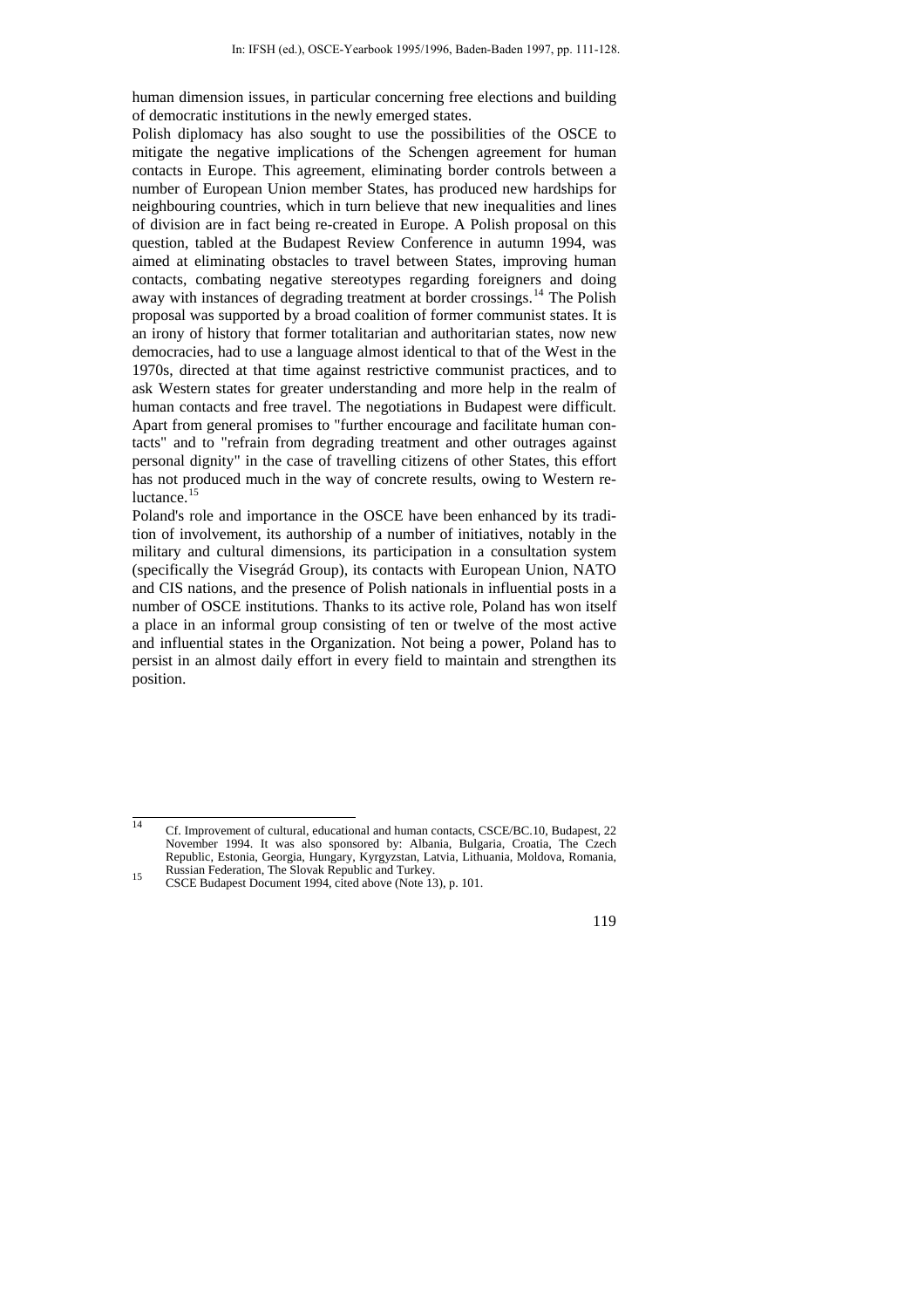human dimension issues, in particular concerning free elections and building of democratic institutions in the newly emerged states.

Polish diplomacy has also sought to use the possibilities of the OSCE to mitigate the negative implications of the Schengen agreement for human contacts in Europe. This agreement, eliminating border controls between a number of European Union member States, has produced new hardships for neighbouring countries, which in turn believe that new inequalities and lines of division are in fact being re-created in Europe. A Polish proposal on this question, tabled at the Budapest Review Conference in autumn 1994, was aimed at eliminating obstacles to travel between States, improving human contacts, combating negative stereotypes regarding foreigners and doing away with instances of degrading treatment at border crossings.[14] The Polish proposal was supported by a broad coalition of former communist states. It is an irony of history that former totalitarian and authoritarian states, now new democracies, had to use a language almost identical to that of the West in the 1970s, directed at that time against restrictive communist practices, and to ask Western states for greater understanding and more help in the realm of human contacts and free travel. The negotiations in Budapest were difficult. Apart from general promises to "further encourage and facilitate human contacts" and to "refrain from degrading treatment and other outrages against personal dignity" in the case of travelling citizens of other States, this effort has not produced much in the way of concrete results, owing to Western reluctance.[15]

Poland's role and importance in the OSCE have been enhanced by its tradition of involvement, its authorship of a number of initiatives, notably in the military and cultural dimensions, its participation in a consultation system (specifically the Visegrád Group), its contacts with European Union, NATO and CIS nations, and the presence of Polish nationals in influential posts in a number of OSCE institutions. Thanks to its active role, Poland has won itself a place in an informal group consisting of ten or twelve of the most active and influential states in the Organization. Not being a power, Poland has to persist in an almost daily effort in every field to maintain and strengthen its position.

---

[14] Cf. Improvement of cultural, educational and human contacts, CSCE/BC.10, Budapest, 22 November 1994. It was also sponsored by: Albania, Bulgaria, Croatia, The Czech Republic, Estonia, Georgia, Hungary, Kyrgyzstan, Latvia, Lithuania, Moldova, Romania, Russian Federation, The Slovak Republic and Turkey.

[15] CSCE Budapest Document 1994, cited above (Note 13), p. 101.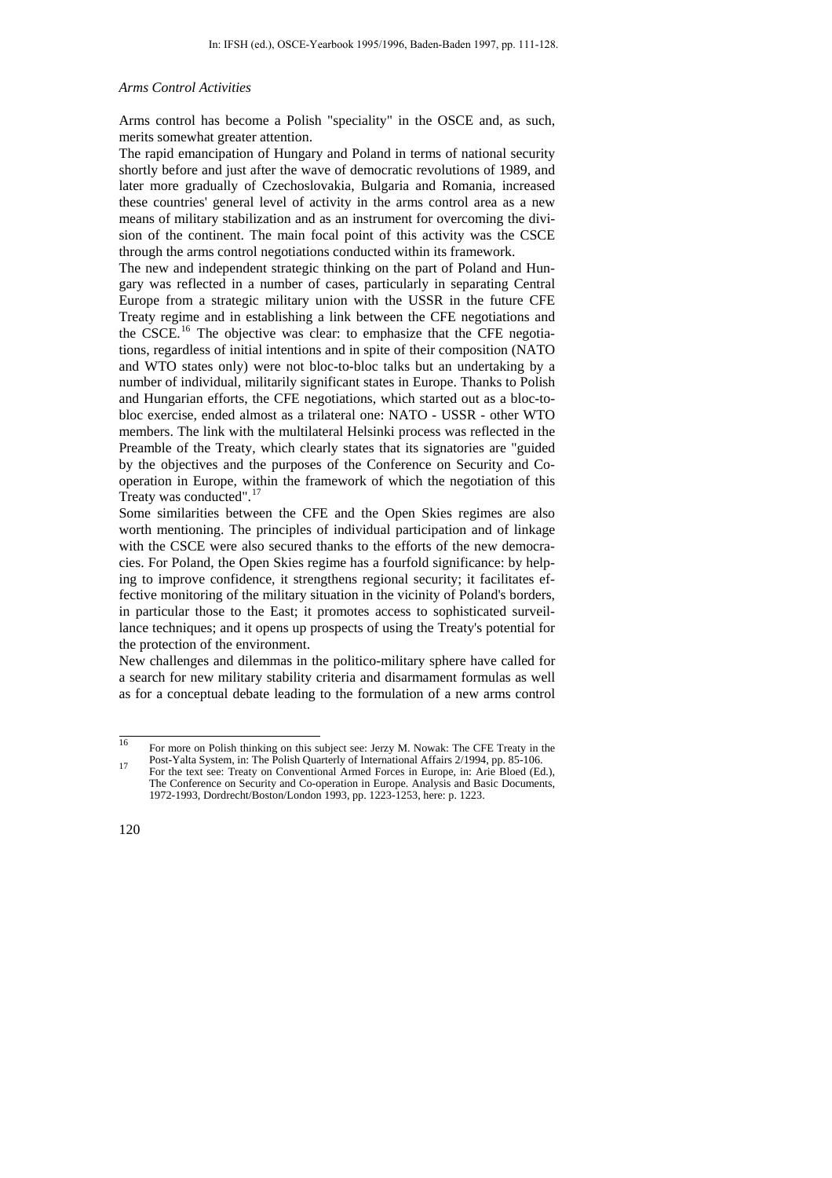*Arms Control Activities*

Arms control has become a Polish "speciality" in the OSCE and, as such, merits somewhat greater attention.

The rapid emancipation of Hungary and Poland in terms of national security shortly before and just after the wave of democratic revolutions of 1989, and later more gradually of Czechoslovakia, Bulgaria and Romania, increased these countries' general level of activity in the arms control area as a new means of military stabilization and as an instrument for overcoming the division of the continent. The main focal point of this activity was the CSCE through the arms control negotiations conducted within its framework.

The new and independent strategic thinking on the part of Poland and Hungary was reflected in a number of cases, particularly in separating Central Europe from a strategic military union with the USSR in the future CFE Treaty regime and in establishing a link between the CFE negotiations and the CSCE.[16] The objective was clear: to emphasize that the CFE negotiations, regardless of initial intentions and in spite of their composition (NATO and WTO states only) were not bloc-to-bloc talks but an undertaking by a number of individual, militarily significant states in Europe. Thanks to Polish and Hungarian efforts, the CFE negotiations, which started out as a bloc-to-bloc exercise, ended almost as a trilateral one: NATO - USSR - other WTO members. The link with the multilateral Helsinki process was reflected in the Preamble of the Treaty, which clearly states that its signatories are "guided by the objectives and the purposes of the Conference on Security and Co-operation in Europe, within the framework of which the negotiation of this Treaty was conducted".[17]

Some similarities between the CFE and the Open Skies regimes are also worth mentioning. The principles of individual participation and of linkage with the CSCE were also secured thanks to the efforts of the new democracies. For Poland, the Open Skies regime has a fourfold significance: by helping to improve confidence, it strengthens regional security; it facilitates effective monitoring of the military situation in the vicinity of Poland's borders, in particular those to the East; it promotes access to sophisticated surveillance techniques; and it opens up prospects of using the Treaty's potential for the protection of the environment.

New challenges and dilemmas in the politico-military sphere have called for a search for new military stability criteria and disarmament formulas as well as for a conceptual debate leading to the formulation of a new arms control

---

16 For more on Polish thinking on this subject see: Jerzy M. Nowak: The CFE Treaty in the Post-Yalta System, in: The Polish Quarterly of International Affairs 2/1994, pp. 85-106.

17 For the text see: Treaty on Conventional Armed Forces in Europe, in: Arie Bloed (Ed.), The Conference on Security and Co-operation in Europe. Analysis and Basic Documents, 1972-1993, Dordrecht/Boston/London 1993, pp. 1223-1253, here: p. 1223.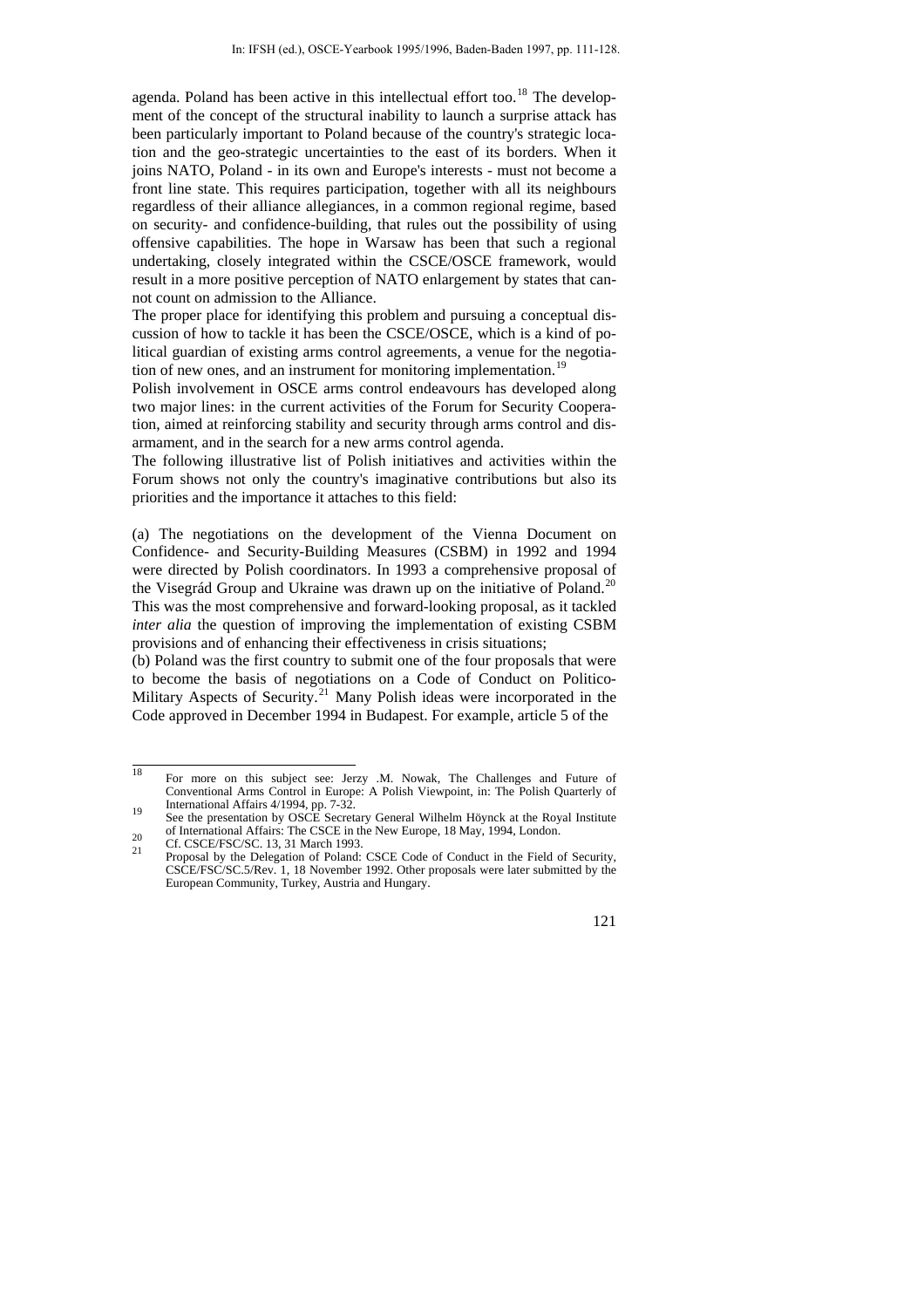agenda. Poland has been active in this intellectual effort too.[18] The development of the concept of the structural inability to launch a surprise attack has been particularly important to Poland because of the country's strategic location and the geo-strategic uncertainties to the east of its borders. When it joins NATO, Poland - in its own and Europe's interests - must not become a front line state. This requires participation, together with all its neighbours regardless of their alliance allegiances, in a common regional regime, based on security- and confidence-building, that rules out the possibility of using offensive capabilities. The hope in Warsaw has been that such a regional undertaking, closely integrated within the CSCE/OSCE framework, would result in a more positive perception of NATO enlargement by states that cannot count on admission to the Alliance.

The proper place for identifying this problem and pursuing a conceptual discussion of how to tackle it has been the CSCE/OSCE, which is a kind of political guardian of existing arms control agreements, a venue for the negotiation of new ones, and an instrument for monitoring implementation.[19]

Polish involvement in OSCE arms control endeavours has developed along two major lines: in the current activities of the Forum for Security Cooperation, aimed at reinforcing stability and security through arms control and disarmament, and in the search for a new arms control agenda.

The following illustrative list of Polish initiatives and activities within the Forum shows not only the country's imaginative contributions but also its priorities and the importance it attaches to this field:

(a) The negotiations on the development of the Vienna Document on Confidence- and Security-Building Measures (CSBM) in 1992 and 1994 were directed by Polish coordinators. In 1993 a comprehensive proposal of the Visegrád Group and Ukraine was drawn up on the initiative of Poland.[20] This was the most comprehensive and forward-looking proposal, as it tackled *inter alia* the question of improving the implementation of existing CSBM provisions and of enhancing their effectiveness in crisis situations;

(b) Poland was the first country to submit one of the four proposals that were to become the basis of negotiations on a Code of Conduct on Politico-Military Aspects of Security.[21] Many Polish ideas were incorporated in the Code approved in December 1994 in Budapest. For example, article 5 of the

---

[18] For more on this subject see: Jerzy .M. Nowak, The Challenges and Future of Conventional Arms Control in Europe: A Polish Viewpoint, in: The Polish Quarterly of International Affairs 4/1994, pp. 7-32.

[19] See the presentation by OSCE Secretary General Wilhelm Höynck at the Royal Institute of International Affairs: The CSCE in the New Europe, 18 May, 1994, London.

[20] Cf. CSCE/FSC/SC. 13, 31 March 1993.

[21] Proposal by the Delegation of Poland: CSCE Code of Conduct in the Field of Security, CSCE/FSC/SC.5/Rev. 1, 18 November 1992. Other proposals were later submitted by the European Community, Turkey, Austria and Hungary.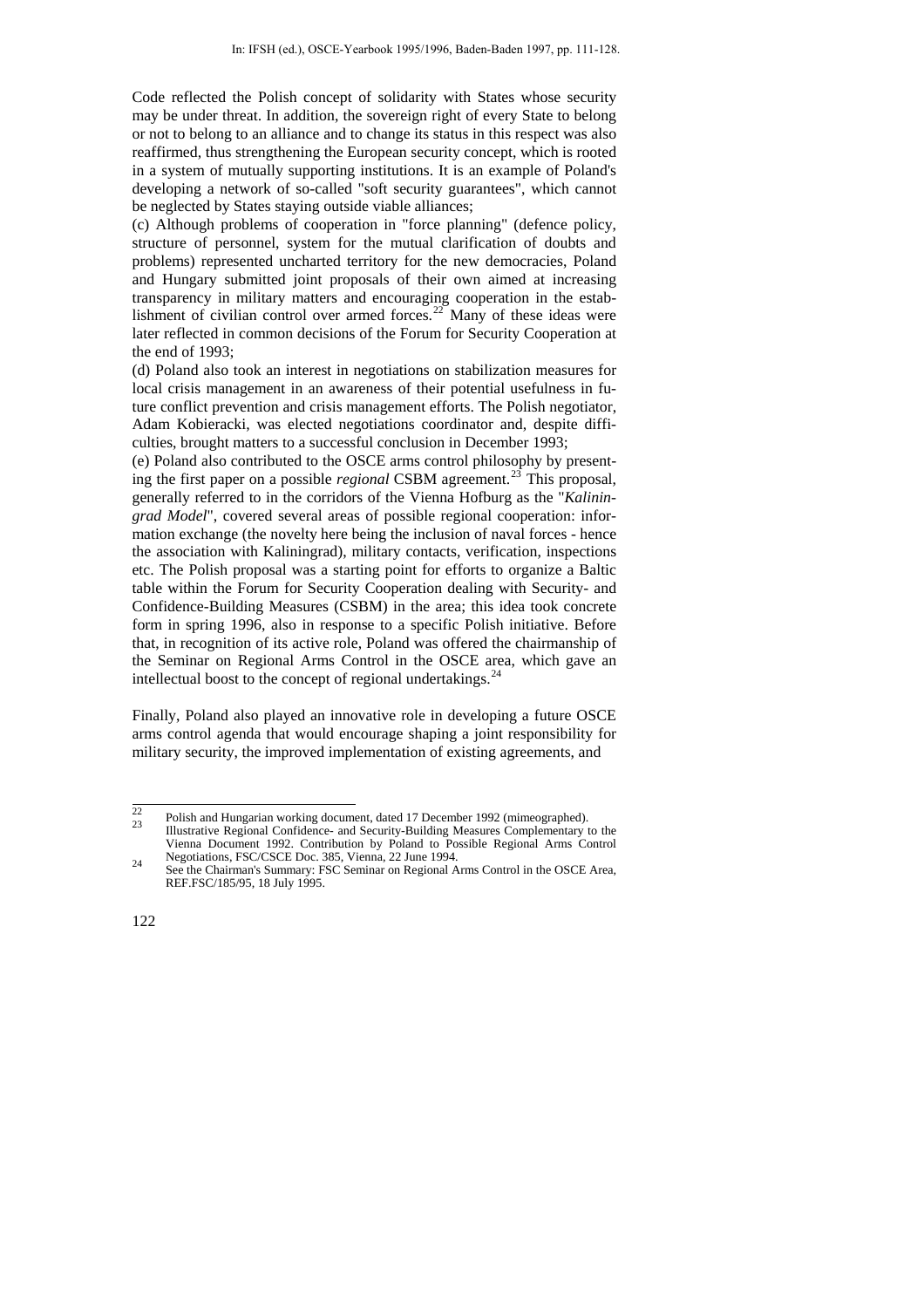Code reflected the Polish concept of solidarity with States whose security may be under threat. In addition, the sovereign right of every State to belong or not to belong to an alliance and to change its status in this respect was also reaffirmed, thus strengthening the European security concept, which is rooted in a system of mutually supporting institutions. It is an example of Poland's developing a network of so-called "soft security guarantees", which cannot be neglected by States staying outside viable alliances;

(c) Although problems of cooperation in "force planning" (defence policy, structure of personnel, system for the mutual clarification of doubts and problems) represented uncharted territory for the new democracies, Poland and Hungary submitted joint proposals of their own aimed at increasing transparency in military matters and encouraging cooperation in the establishment of civilian control over armed forces.[22] Many of these ideas were later reflected in common decisions of the Forum for Security Cooperation at the end of 1993;

(d) Poland also took an interest in negotiations on stabilization measures for local crisis management in an awareness of their potential usefulness in future conflict prevention and crisis management efforts. The Polish negotiator, Adam Kobieracki, was elected negotiations coordinator and, despite difficulties, brought matters to a successful conclusion in December 1993;

(e) Poland also contributed to the OSCE arms control philosophy by presenting the first paper on a possible *regional* CSBM agreement.[23] This proposal, generally referred to in the corridors of the Vienna Hofburg as the "*Kaliningrad Model*", covered several areas of possible regional cooperation: information exchange (the novelty here being the inclusion of naval forces - hence the association with Kaliningrad), military contacts, verification, inspections etc. The Polish proposal was a starting point for efforts to organize a Baltic table within the Forum for Security Cooperation dealing with Security- and Confidence-Building Measures (CSBM) in the area; this idea took concrete form in spring 1996, also in response to a specific Polish initiative. Before that, in recognition of its active role, Poland was offered the chairmanship of the Seminar on Regional Arms Control in the OSCE area, which gave an intellectual boost to the concept of regional undertakings.[24]

Finally, Poland also played an innovative role in developing a future OSCE arms control agenda that would encourage shaping a joint responsibility for military security, the improved implementation of existing agreements, and

---

[22] Polish and Hungarian working document, dated 17 December 1992 (mimeographed).

[23] Illustrative Regional Confidence- and Security-Building Measures Complementary to the Vienna Document 1992. Contribution by Poland to Possible Regional Arms Control Negotiations, FSC/CSCE Doc. 385, Vienna, 22 June 1994.

[24] See the Chairman's Summary: FSC Seminar on Regional Arms Control in the OSCE Area, REF.FSC/185/95, 18 July 1995.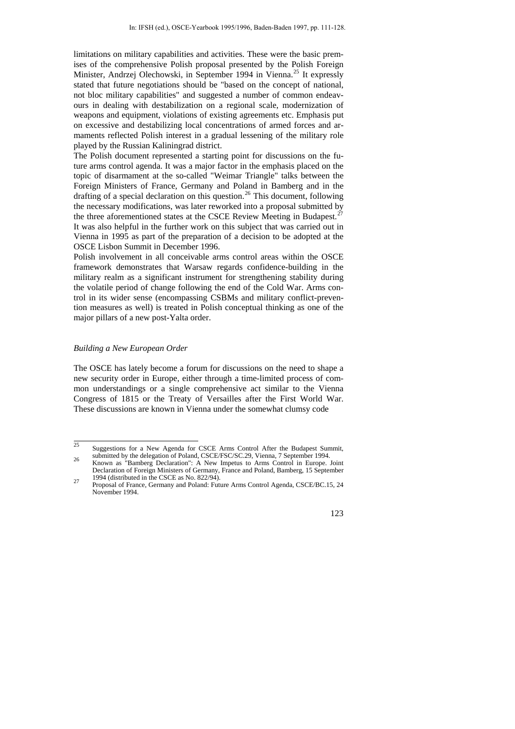limitations on military capabilities and activities. These were the basic premises of the comprehensive Polish proposal presented by the Polish Foreign Minister, Andrzej Olechowski, in September 1994 in Vienna.[25] It expressly stated that future negotiations should be "based on the concept of national, not bloc military capabilities" and suggested a number of common endeavours in dealing with destabilization on a regional scale, modernization of weapons and equipment, violations of existing agreements etc. Emphasis put on excessive and destabilizing local concentrations of armed forces and armaments reflected Polish interest in a gradual lessening of the military role played by the Russian Kaliningrad district.

The Polish document represented a starting point for discussions on the future arms control agenda. It was a major factor in the emphasis placed on the topic of disarmament at the so-called "Weimar Triangle" talks between the Foreign Ministers of France, Germany and Poland in Bamberg and in the drafting of a special declaration on this question.[26] This document, following the necessary modifications, was later reworked into a proposal submitted by the three aforementioned states at the CSCE Review Meeting in Budapest.[27] It was also helpful in the further work on this subject that was carried out in Vienna in 1995 as part of the preparation of a decision to be adopted at the OSCE Lisbon Summit in December 1996.

Polish involvement in all conceivable arms control areas within the OSCE framework demonstrates that Warsaw regards confidence-building in the military realm as a significant instrument for strengthening stability during the volatile period of change following the end of the Cold War. Arms control in its wider sense (encompassing CSBMs and military conflict-prevention measures as well) is treated in Polish conceptual thinking as one of the major pillars of a new post-Yalta order.

### *Building a New European Order*

The OSCE has lately become a forum for discussions on the need to shape a new security order in Europe, either through a time-limited process of common understandings or a single comprehensive act similar to the Vienna Congress of 1815 or the Treaty of Versailles after the First World War. These discussions are known in Vienna under the somewhat clumsy code

---

[25] Suggestions for a New Agenda for CSCE Arms Control After the Budapest Summit, submitted by the delegation of Poland, CSCE/FSC/SC.29, Vienna, 7 September 1994.

[26] Known as "Bamberg Declaration": A New Impetus to Arms Control in Europe. Joint Declaration of Foreign Ministers of Germany, France and Poland, Bamberg, 15 September 1994 (distributed in the CSCE as No. 822/94).

[27] Proposal of France, Germany and Poland: Future Arms Control Agenda, CSCE/BC.15, 24 November 1994.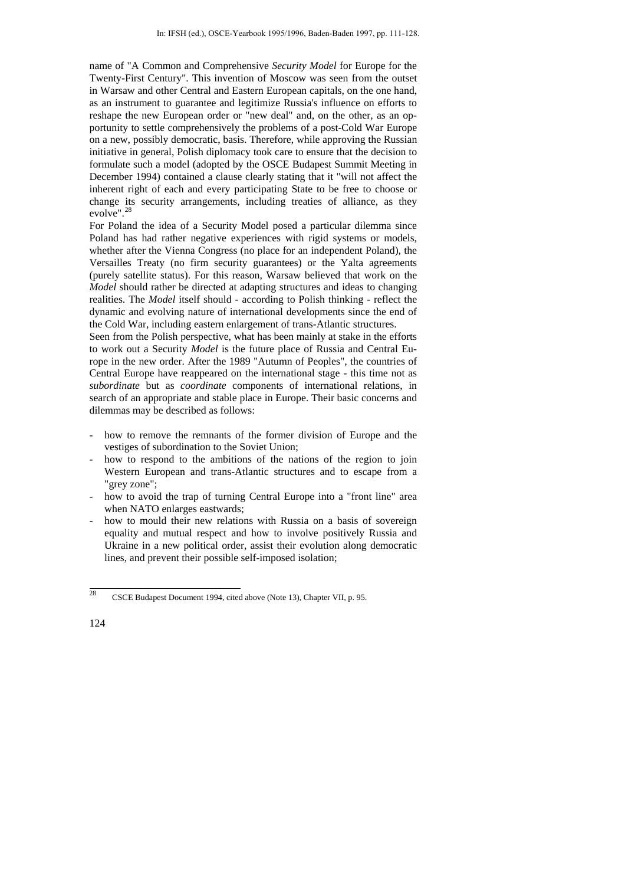name of "A Common and Comprehensive *Security Model* for Europe for the Twenty-First Century". This invention of Moscow was seen from the outset in Warsaw and other Central and Eastern European capitals, on the one hand, as an instrument to guarantee and legitimize Russia's influence on efforts to reshape the new European order or "new deal" and, on the other, as an opportunity to settle comprehensively the problems of a post-Cold War Europe on a new, possibly democratic, basis. Therefore, while approving the Russian initiative in general, Polish diplomacy took care to ensure that the decision to formulate such a model (adopted by the OSCE Budapest Summit Meeting in December 1994) contained a clause clearly stating that it "will not affect the inherent right of each and every participating State to be free to choose or change its security arrangements, including treaties of alliance, as they evolve".[28]

For Poland the idea of a Security Model posed a particular dilemma since Poland has had rather negative experiences with rigid systems or models, whether after the Vienna Congress (no place for an independent Poland), the Versailles Treaty (no firm security guarantees) or the Yalta agreements (purely satellite status). For this reason, Warsaw believed that work on the *Model* should rather be directed at adapting structures and ideas to changing realities. The *Model* itself should - according to Polish thinking - reflect the dynamic and evolving nature of international developments since the end of the Cold War, including eastern enlargement of trans-Atlantic structures.

Seen from the Polish perspective, what has been mainly at stake in the efforts to work out a Security *Model* is the future place of Russia and Central Europe in the new order. After the 1989 "Autumn of Peoples", the countries of Central Europe have reappeared on the international stage - this time not as *subordinate* but as *coordinate* components of international relations, in search of an appropriate and stable place in Europe. Their basic concerns and dilemmas may be described as follows:

- how to remove the remnants of the former division of Europe and the vestiges of subordination to the Soviet Union;
- how to respond to the ambitions of the nations of the region to join Western European and trans-Atlantic structures and to escape from a "grey zone";
- how to avoid the trap of turning Central Europe into a "front line" area when NATO enlarges eastwards;
- how to mould their new relations with Russia on a basis of sovereign equality and mutual respect and how to involve positively Russia and Ukraine in a new political order, assist their evolution along democratic lines, and prevent their possible self-imposed isolation;

[28] CSCE Budapest Document 1994, cited above (Note 13), Chapter VII, p. 95.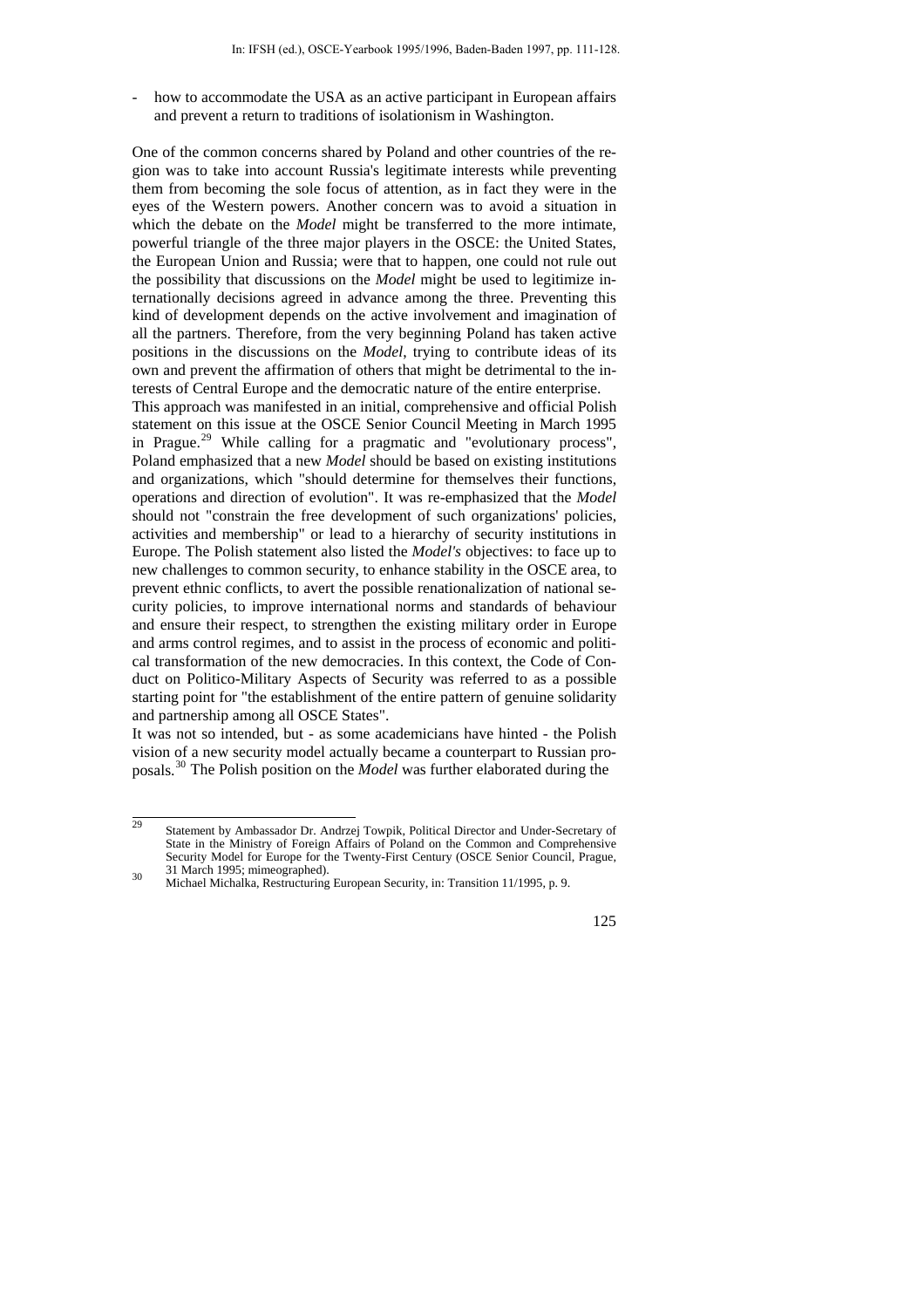- how to accommodate the USA as an active participant in European affairs and prevent a return to traditions of isolationism in Washington.

One of the common concerns shared by Poland and other countries of the region was to take into account Russia's legitimate interests while preventing them from becoming the sole focus of attention, as in fact they were in the eyes of the Western powers. Another concern was to avoid a situation in which the debate on the *Model* might be transferred to the more intimate, powerful triangle of the three major players in the OSCE: the United States, the European Union and Russia; were that to happen, one could not rule out the possibility that discussions on the *Model* might be used to legitimize internationally decisions agreed in advance among the three. Preventing this kind of development depends on the active involvement and imagination of all the partners. Therefore, from the very beginning Poland has taken active positions in the discussions on the *Model*, trying to contribute ideas of its own and prevent the affirmation of others that might be detrimental to the interests of Central Europe and the democratic nature of the entire enterprise.

This approach was manifested in an initial, comprehensive and official Polish statement on this issue at the OSCE Senior Council Meeting in March 1995 in Prague.[29] While calling for a pragmatic and "evolutionary process", Poland emphasized that a new *Model* should be based on existing institutions and organizations, which "should determine for themselves their functions, operations and direction of evolution". It was re-emphasized that the *Model* should not "constrain the free development of such organizations' policies, activities and membership" or lead to a hierarchy of security institutions in Europe. The Polish statement also listed the *Model's* objectives: to face up to new challenges to common security, to enhance stability in the OSCE area, to prevent ethnic conflicts, to avert the possible renationalization of national security policies, to improve international norms and standards of behaviour and ensure their respect, to strengthen the existing military order in Europe and arms control regimes, and to assist in the process of economic and political transformation of the new democracies. In this context, the Code of Conduct on Politico-Military Aspects of Security was referred to as a possible starting point for "the establishment of the entire pattern of genuine solidarity and partnership among all OSCE States".

It was not so intended, but - as some academicians have hinted - the Polish vision of a new security model actually became a counterpart to Russian proposals.[30] The Polish position on the *Model* was further elaborated during the

---

[29] Statement by Ambassador Dr. Andrzej Towpik, Political Director and Under-Secretary of State in the Ministry of Foreign Affairs of Poland on the Common and Comprehensive Security Model for Europe for the Twenty-First Century (OSCE Senior Council, Prague, 31 March 1995; mimeographed).

[30] Michael Michalka, Restructuring European Security, in: Transition 11/1995, p. 9.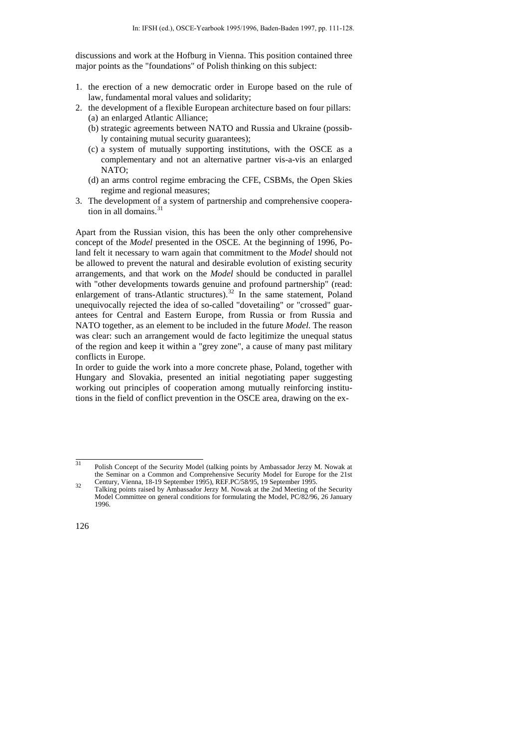discussions and work at the Hofburg in Vienna. This position contained three major points as the "foundations" of Polish thinking on this subject:

1. the erection of a new democratic order in Europe based on the rule of law, fundamental moral values and solidarity;
2. the development of a flexible European architecture based on four pillars:
   (a) an enlarged Atlantic Alliance;
   (b) strategic agreements between NATO and Russia and Ukraine (possibly containing mutual security guarantees);
   (c) a system of mutually supporting institutions, with the OSCE as a complementary and not an alternative partner vis-a-vis an enlarged NATO;
   (d) an arms control regime embracing the CFE, CSBMs, the Open Skies regime and regional measures;
3. The development of a system of partnership and comprehensive cooperation in all domains.[31]

Apart from the Russian vision, this has been the only other comprehensive concept of the *Model* presented in the OSCE. At the beginning of 1996, Poland felt it necessary to warn again that commitment to the *Model* should not be allowed to prevent the natural and desirable evolution of existing security arrangements, and that work on the *Model* should be conducted in parallel with "other developments towards genuine and profound partnership" (read: enlargement of trans-Atlantic structures).[32] In the same statement, Poland unequivocally rejected the idea of so-called "dovetailing" or "crossed" guarantees for Central and Eastern Europe, from Russia or from Russia and NATO together, as an element to be included in the future *Model*. The reason was clear: such an arrangement would de facto legitimize the unequal status of the region and keep it within a "grey zone", a cause of many past military conflicts in Europe.

In order to guide the work into a more concrete phase, Poland, together with Hungary and Slovakia, presented an initial negotiating paper suggesting working out principles of cooperation among mutually reinforcing institutions in the field of conflict prevention in the OSCE area, drawing on the ex-

---

31 Polish Concept of the Security Model (talking points by Ambassador Jerzy M. Nowak at the Seminar on a Common and Comprehensive Security Model for Europe for the 21st Century, Vienna, 18-19 September 1995), REF.PC/58/95, 19 September 1995.

32 Talking points raised by Ambassador Jerzy M. Nowak at the 2nd Meeting of the Security Model Committee on general conditions for formulating the Model, PC/82/96, 26 January 1996.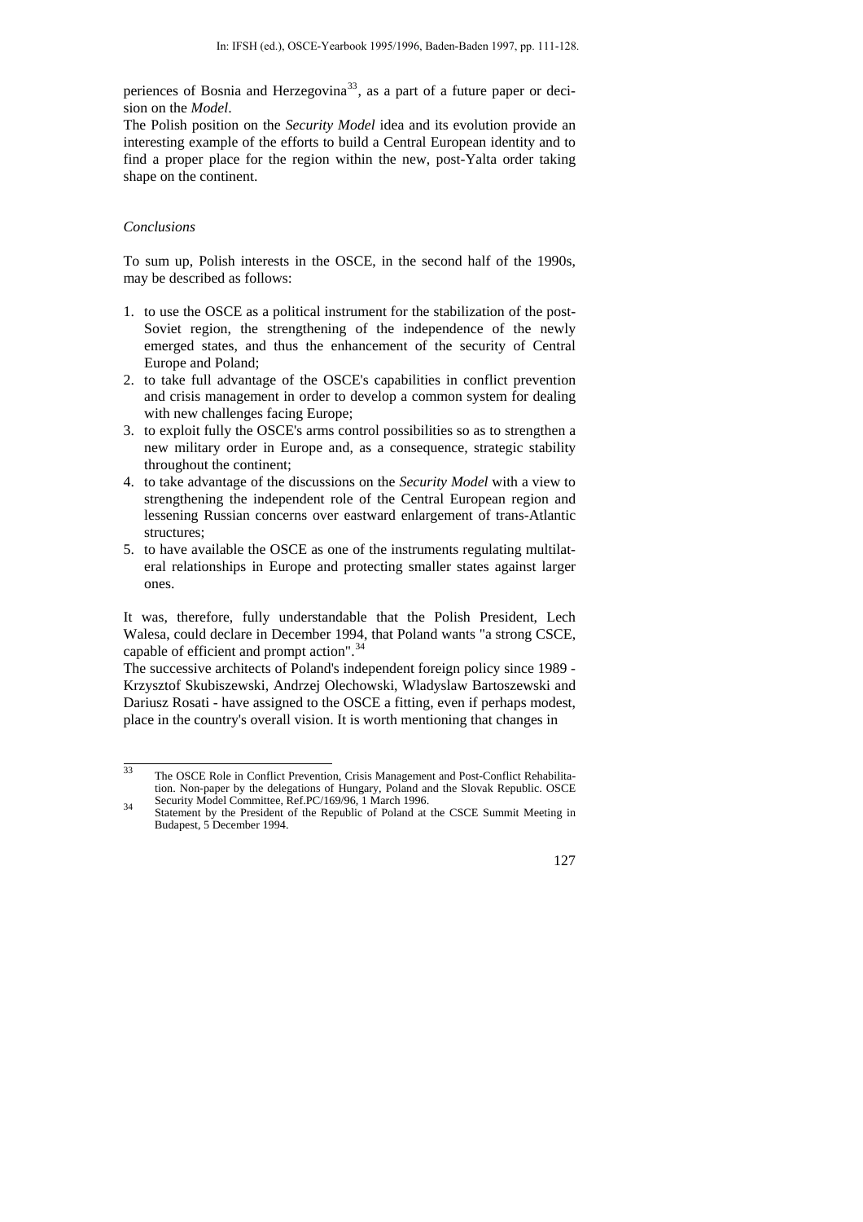periences of Bosnia and Herzegovina[33], as a part of a future paper or decision on the *Model*.

The Polish position on the *Security Model* idea and its evolution provide an interesting example of the efforts to build a Central European identity and to find a proper place for the region within the new, post-Yalta order taking shape on the continent.

*Conclusions*

To sum up, Polish interests in the OSCE, in the second half of the 1990s, may be described as follows:

1. to use the OSCE as a political instrument for the stabilization of the post-Soviet region, the strengthening of the independence of the newly emerged states, and thus the enhancement of the security of Central Europe and Poland;
2. to take full advantage of the OSCE's capabilities in conflict prevention and crisis management in order to develop a common system for dealing with new challenges facing Europe;
3. to exploit fully the OSCE's arms control possibilities so as to strengthen a new military order in Europe and, as a consequence, strategic stability throughout the continent;
4. to take advantage of the discussions on the *Security Model* with a view to strengthening the independent role of the Central European region and lessening Russian concerns over eastward enlargement of trans-Atlantic structures;
5. to have available the OSCE as one of the instruments regulating multilateral relationships in Europe and protecting smaller states against larger ones.

It was, therefore, fully understandable that the Polish President, Lech Walesa, could declare in December 1994, that Poland wants "a strong CSCE, capable of efficient and prompt action".[34]

The successive architects of Poland's independent foreign policy since 1989 - Krzysztof Skubiszewski, Andrzej Olechowski, Wladyslaw Bartoszewski and Dariusz Rosati - have assigned to the OSCE a fitting, even if perhaps modest, place in the country's overall vision. It is worth mentioning that changes in

---

[33] The OSCE Role in Conflict Prevention, Crisis Management and Post-Conflict Rehabilitation. Non-paper by the delegations of Hungary, Poland and the Slovak Republic. OSCE Security Model Committee, Ref.PC/169/96, 1 March 1996.

[34] Statement by the President of the Republic of Poland at the CSCE Summit Meeting in Budapest, 5 December 1994.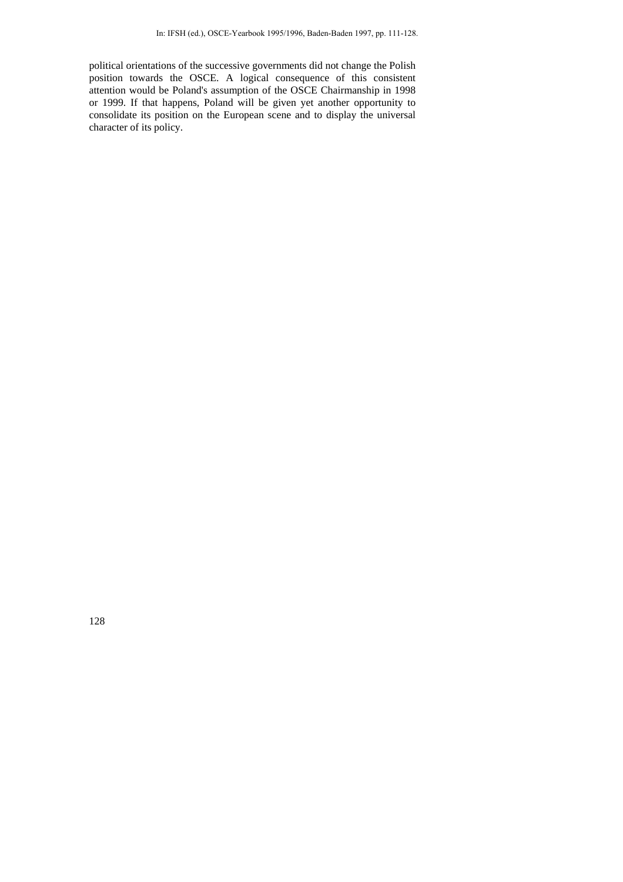political orientations of the successive governments did not change the Polish position towards the OSCE. A logical consequence of this consistent attention would be Poland's assumption of the OSCE Chairmanship in 1998 or 1999. If that happens, Poland will be given yet another opportunity to consolidate its position on the European scene and to display the universal character of its policy.